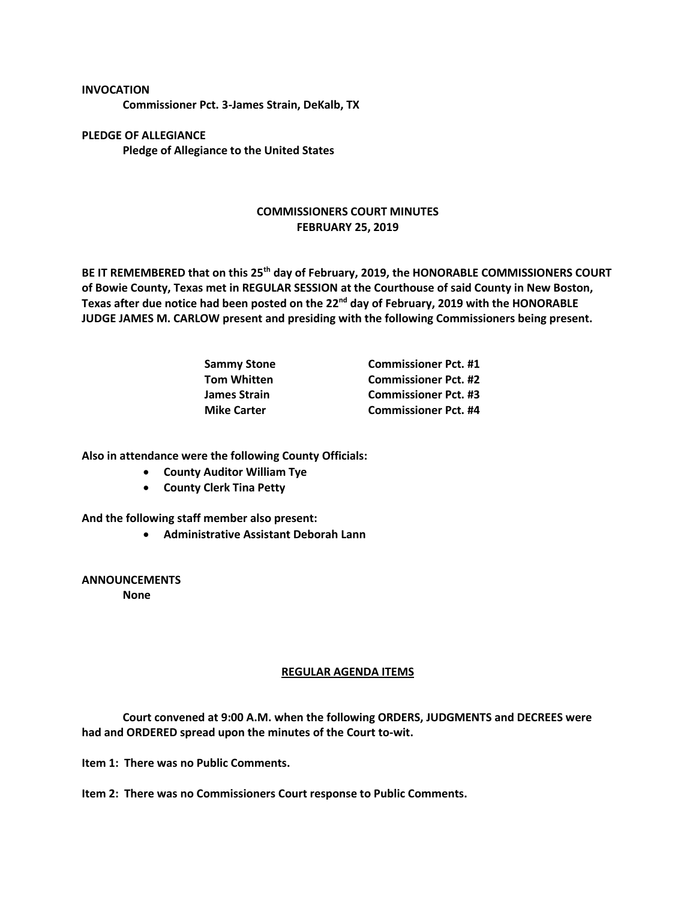**INVOCATION**

**Commissioner Pct. 3-James Strain, DeKalb, TX**

**PLEDGE OF ALLEGIANCE**

**Pledge of Allegiance to the United States**

# COMMISSIONERS COURT MINUTES
## FEBRUARY 25, 2019

**BE IT REMEMBERED that on this 25th day of February, 2019, the HONORABLE COMMISSIONERS COURT of Bowie County, Texas met in REGULAR SESSION at the Courthouse of said County in New Boston, Texas after due notice had been posted on the 22nd day of February, 2019 with the HONORABLE JUDGE JAMES M. CARLOW present and presiding with the following Commissioners being present.**

| | |
|---|---|
| **Sammy Stone** | **Commissioner Pct. #1** |
| **Tom Whitten** | **Commissioner Pct. #2** |
| **James Strain** | **Commissioner Pct. #3** |
| **Mike Carter** | **Commissioner Pct. #4** |

**Also in attendance were the following County Officials:**

- **County Auditor William Tye**
- **County Clerk Tina Petty**

**And the following staff member also present:**

- **Administrative Assistant Deborah Lann**

**ANNOUNCEMENTS**

**None**

## REGULAR AGENDA ITEMS

**Court convened at 9:00 A.M. when the following ORDERS, JUDGMENTS and DECREES were had and ORDERED spread upon the minutes of the Court to-wit.**

**Item 1: There was no Public Comments.**

**Item 2: There was no Commissioners Court response to Public Comments.**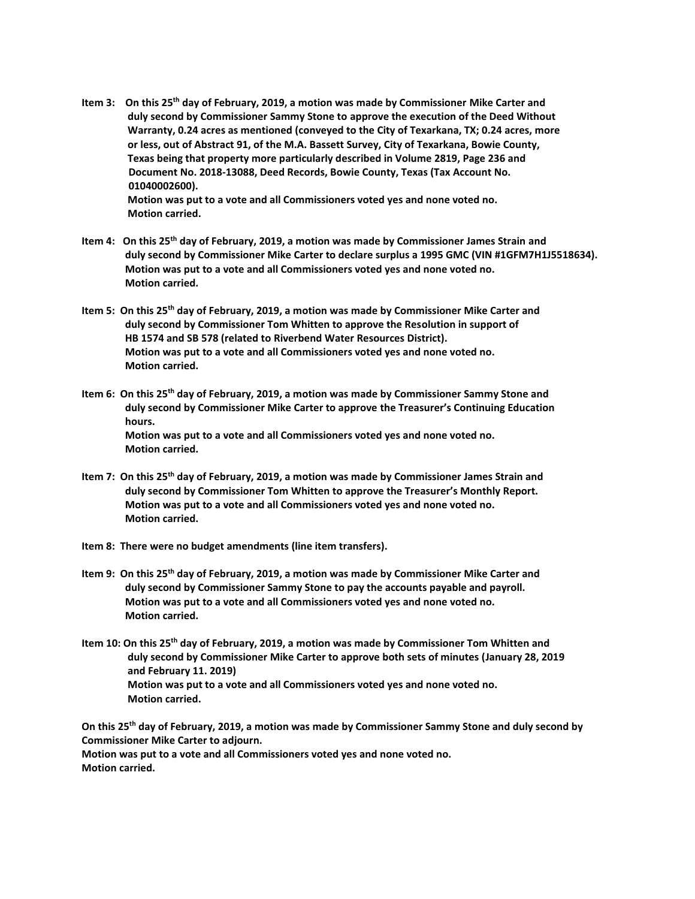**Item 3: On this 25th day of February, 2019, a motion was made by Commissioner Mike Carter and duly second by Commissioner Sammy Stone to approve the execution of the Deed Without Warranty, 0.24 acres as mentioned (conveyed to the City of Texarkana, TX; 0.24 acres, more or less, out of Abstract 91, of the M.A. Bassett Survey, City of Texarkana, Bowie County, Texas being that property more particularly described in Volume 2819, Page 236 and Document No. 2018-13088, Deed Records, Bowie County, Texas (Tax Account No. 01040002600).**
**Motion was put to a vote and all Commissioners voted yes and none voted no.**
**Motion carried.**

**Item 4: On this 25th day of February, 2019, a motion was made by Commissioner James Strain and duly second by Commissioner Mike Carter to declare surplus a 1995 GMC (VIN #1GFM7H1J5518634).**
**Motion was put to a vote and all Commissioners voted yes and none voted no.**
**Motion carried.**

**Item 5: On this 25th day of February, 2019, a motion was made by Commissioner Mike Carter and duly second by Commissioner Tom Whitten to approve the Resolution in support of HB 1574 and SB 578 (related to Riverbend Water Resources District).**
**Motion was put to a vote and all Commissioners voted yes and none voted no.**
**Motion carried.**

**Item 6: On this 25th day of February, 2019, a motion was made by Commissioner Sammy Stone and duly second by Commissioner Mike Carter to approve the Treasurer's Continuing Education hours.**
**Motion was put to a vote and all Commissioners voted yes and none voted no.**
**Motion carried.**

**Item 7: On this 25th day of February, 2019, a motion was made by Commissioner James Strain and duly second by Commissioner Tom Whitten to approve the Treasurer's Monthly Report.**
**Motion was put to a vote and all Commissioners voted yes and none voted no.**
**Motion carried.**

**Item 8: There were no budget amendments (line item transfers).**

**Item 9: On this 25th day of February, 2019, a motion was made by Commissioner Mike Carter and duly second by Commissioner Sammy Stone to pay the accounts payable and payroll.**
**Motion was put to a vote and all Commissioners voted yes and none voted no.**
**Motion carried.**

**Item 10: On this 25th day of February, 2019, a motion was made by Commissioner Tom Whitten and duly second by Commissioner Mike Carter to approve both sets of minutes (January 28, 2019 and February 11. 2019)**
**Motion was put to a vote and all Commissioners voted yes and none voted no.**
**Motion carried.**

**On this 25th day of February, 2019, a motion was made by Commissioner Sammy Stone and duly second by Commissioner Mike Carter to adjourn.**
**Motion was put to a vote and all Commissioners voted yes and none voted no.**
**Motion carried.**